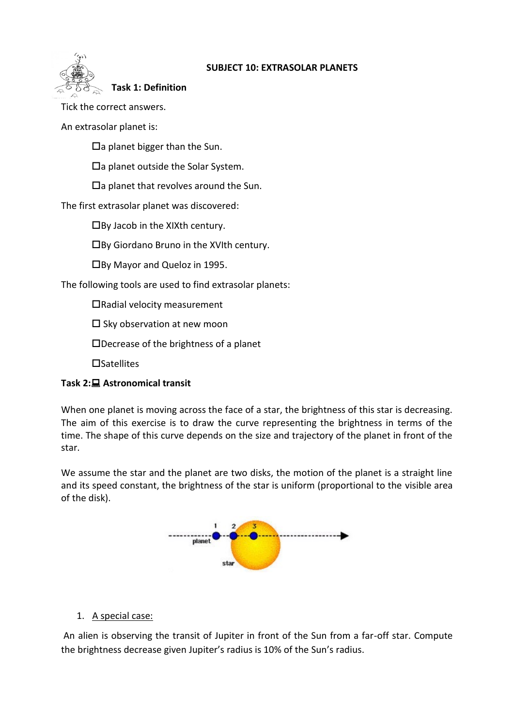# SUBJECT 10: EXTRASOLAR PLANETS

## Task 1: Definition

Tick the correct answers.

An extrasolar planet is:

- ☐a planet bigger than the Sun.
- ☐a planet outside the Solar System.
- ☐a planet that revolves around the Sun.

The first extrasolar planet was discovered:

- ☐By Jacob in the XIXth century.
- ☐By Giordano Bruno in the XVIth century.
- ☐By Mayor and Queloz in 1995.

The following tools are used to find extrasolar planets:

- ☐Radial velocity measurement
- ☐ Sky observation at new moon
- ☐Decrease of the brightness of a planet
- ☐Satellites

## Task 2: Astronomical transit

When one planet is moving across the face of a star, the brightness of this star is decreasing. The aim of this exercise is to draw the curve representing the brightness in terms of the time. The shape of this curve depends on the size and trajectory of the planet in front of the star.

We assume the star and the planet are two disks, the motion of the planet is a straight line and its speed constant, the brightness of the star is uniform (proportional to the visible area of the disk).

1. A special case:

An alien is observing the transit of Jupiter in front of the Sun from a far-off star. Compute the brightness decrease given Jupiter's radius is 10% of the Sun's radius.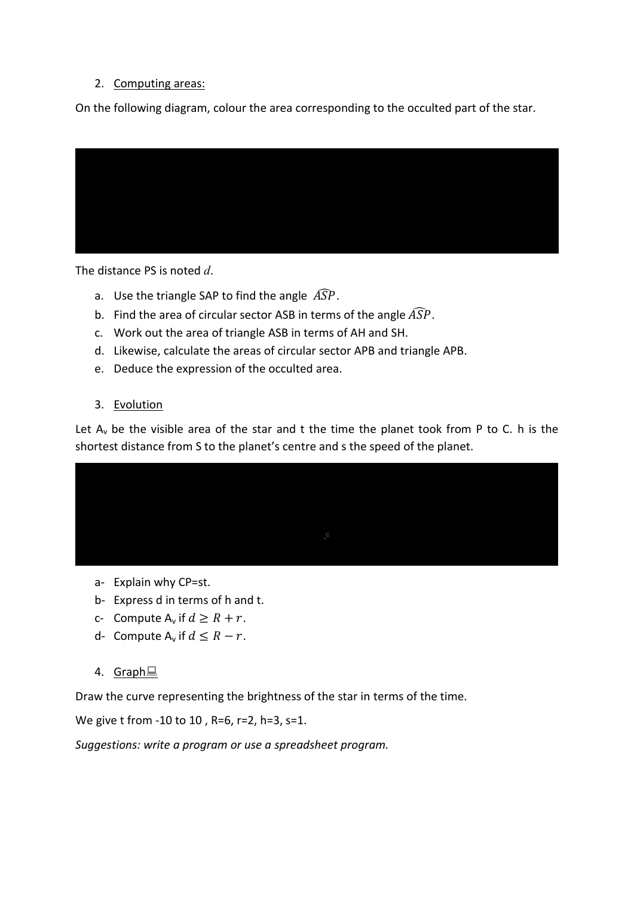2. Computing areas:

On the following diagram, colour the area corresponding to the occulted part of the star.

The distance PS is noted $d$.

a. Use the triangle SAP to find the angle $\widehat{ASP}$.
b. Find the area of circular sector ASB in terms of the angle $\widehat{ASP}$.
c. Work out the area of triangle ASB in terms of AH and SH.
d. Likewise, calculate the areas of circular sector APB and triangle APB.
e. Deduce the expression of the occulted area.

3. Evolution

Let $A_v$ be the visible area of the star and t the time the planet took from P to C. h is the shortest distance from S to the planet's centre and s the speed of the planet.

a- Explain why CP=st.
b- Express d in terms of h and t.
c- Compute $A_v$ if $d \geq R + r$.
d- Compute $A_v$ if $d \leq R - r$.

4. Graph

Draw the curve representing the brightness of the star in terms of the time.

We give t from -10 to 10 , R=6, r=2, h=3, s=1.

*Suggestions: write a program or use a spreadsheet program.*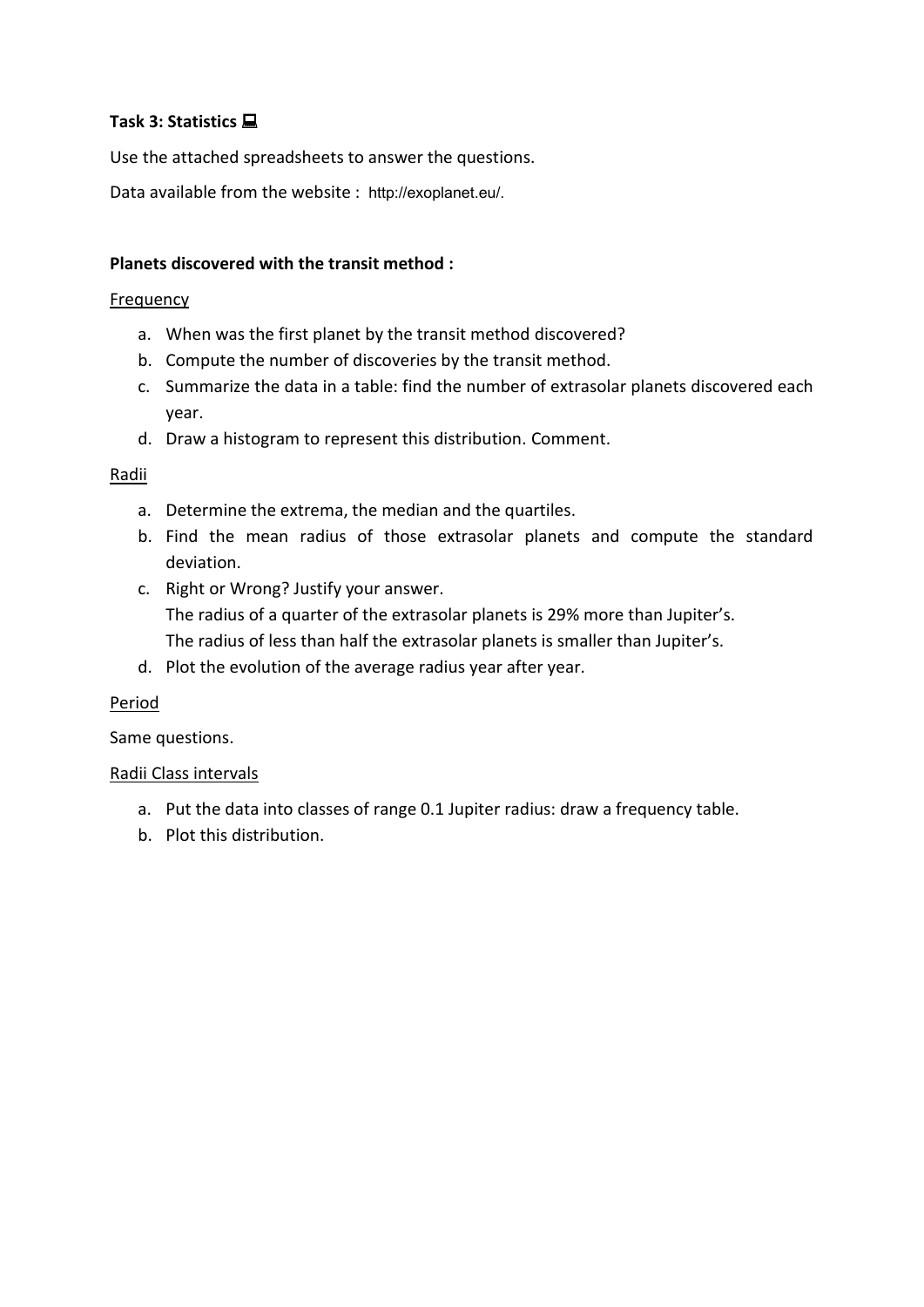**Task 3: Statistics 💻**

Use the attached spreadsheets to answer the questions.

Data available from the website : http://exoplanet.eu/.

**Planets discovered with the transit method :**

Frequency

a. When was the first planet by the transit method discovered?
b. Compute the number of discoveries by the transit method.
c. Summarize the data in a table: find the number of extrasolar planets discovered each year.
d. Draw a histogram to represent this distribution. Comment.

Radii

a. Determine the extrema, the median and the quartiles.
b. Find the mean radius of those extrasolar planets and compute the standard deviation.
c. Right or Wrong? Justify your answer.
   The radius of a quarter of the extrasolar planets is 29% more than Jupiter's.
   The radius of less than half the extrasolar planets is smaller than Jupiter's.
d. Plot the evolution of the average radius year after year.

Period

Same questions.

Radii Class intervals

a. Put the data into classes of range 0.1 Jupiter radius: draw a frequency table.
b. Plot this distribution.